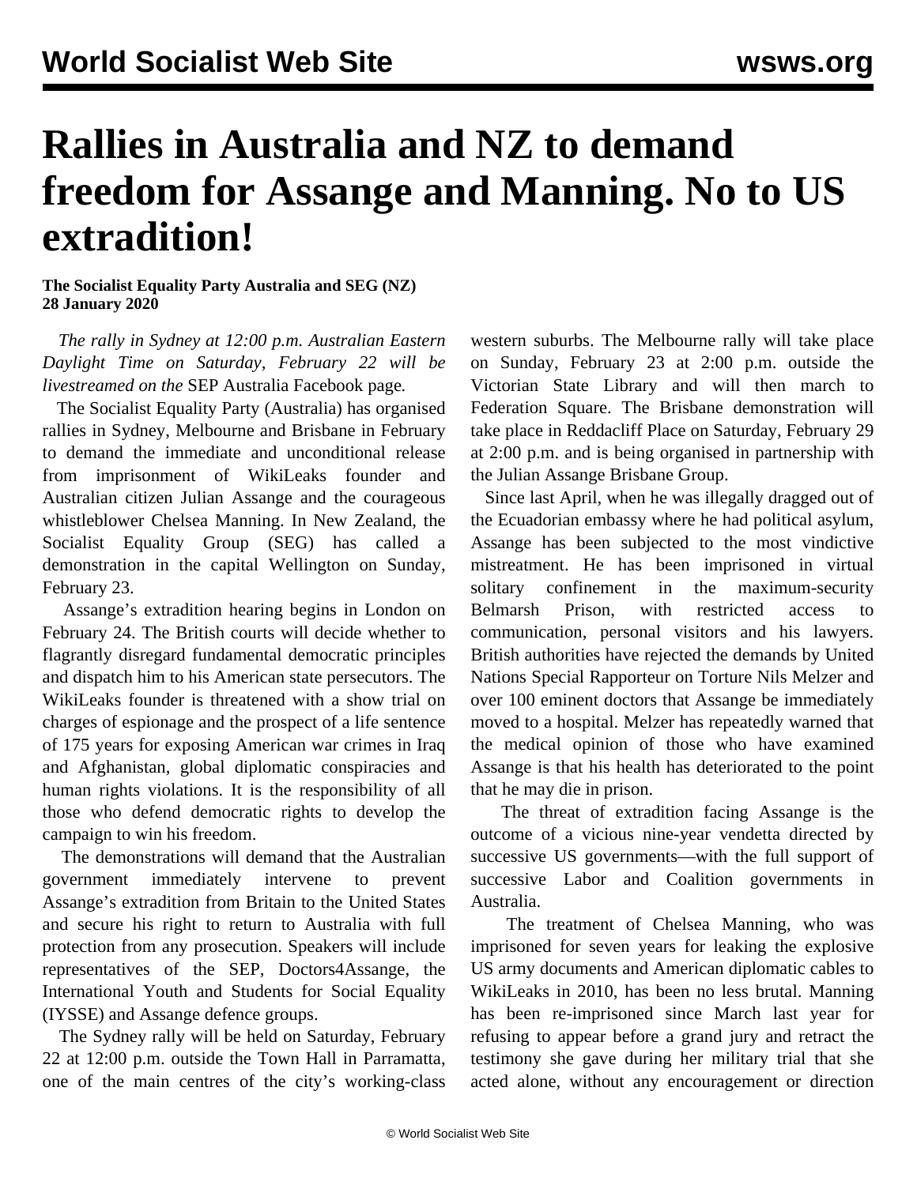# Rallies in Australia and NZ to demand freedom for Assange and Manning. No to US extradition!

**The Socialist Equality Party Australia and SEG (NZ)**
**28 January 2020**

*The rally in Sydney at 12:00 p.m. Australian Eastern Daylight Time on Saturday, February 22 will be livestreamed on the* SEP Australia Facebook page*.*

The Socialist Equality Party (Australia) has organised rallies in Sydney, Melbourne and Brisbane in February to demand the immediate and unconditional release from imprisonment of WikiLeaks founder and Australian citizen Julian Assange and the courageous whistleblower Chelsea Manning. In New Zealand, the Socialist Equality Group (SEG) has called a demonstration in the capital Wellington on Sunday, February 23.

Assange's extradition hearing begins in London on February 24. The British courts will decide whether to flagrantly disregard fundamental democratic principles and dispatch him to his American state persecutors. The WikiLeaks founder is threatened with a show trial on charges of espionage and the prospect of a life sentence of 175 years for exposing American war crimes in Iraq and Afghanistan, global diplomatic conspiracies and human rights violations. It is the responsibility of all those who defend democratic rights to develop the campaign to win his freedom.

The demonstrations will demand that the Australian government immediately intervene to prevent Assange's extradition from Britain to the United States and secure his right to return to Australia with full protection from any prosecution. Speakers will include representatives of the SEP, Doctors4Assange, the International Youth and Students for Social Equality (IYSSE) and Assange defence groups.

The Sydney rally will be held on Saturday, February 22 at 12:00 p.m. outside the Town Hall in Parramatta, one of the main centres of the city's working-class western suburbs. The Melbourne rally will take place on Sunday, February 23 at 2:00 p.m. outside the Victorian State Library and will then march to Federation Square. The Brisbane demonstration will take place in Reddacliff Place on Saturday, February 29 at 2:00 p.m. and is being organised in partnership with the Julian Assange Brisbane Group.

Since last April, when he was illegally dragged out of the Ecuadorian embassy where he had political asylum, Assange has been subjected to the most vindictive mistreatment. He has been imprisoned in virtual solitary confinement in the maximum-security Belmarsh Prison, with restricted access to communication, personal visitors and his lawyers. British authorities have rejected the demands by United Nations Special Rapporteur on Torture Nils Melzer and over 100 eminent doctors that Assange be immediately moved to a hospital. Melzer has repeatedly warned that the medical opinion of those who have examined Assange is that his health has deteriorated to the point that he may die in prison.

The threat of extradition facing Assange is the outcome of a vicious nine-year vendetta directed by successive US governments—with the full support of successive Labor and Coalition governments in Australia.

The treatment of Chelsea Manning, who was imprisoned for seven years for leaking the explosive US army documents and American diplomatic cables to WikiLeaks in 2010, has been no less brutal. Manning has been re-imprisoned since March last year for refusing to appear before a grand jury and retract the testimony she gave during her military trial that she acted alone, without any encouragement or direction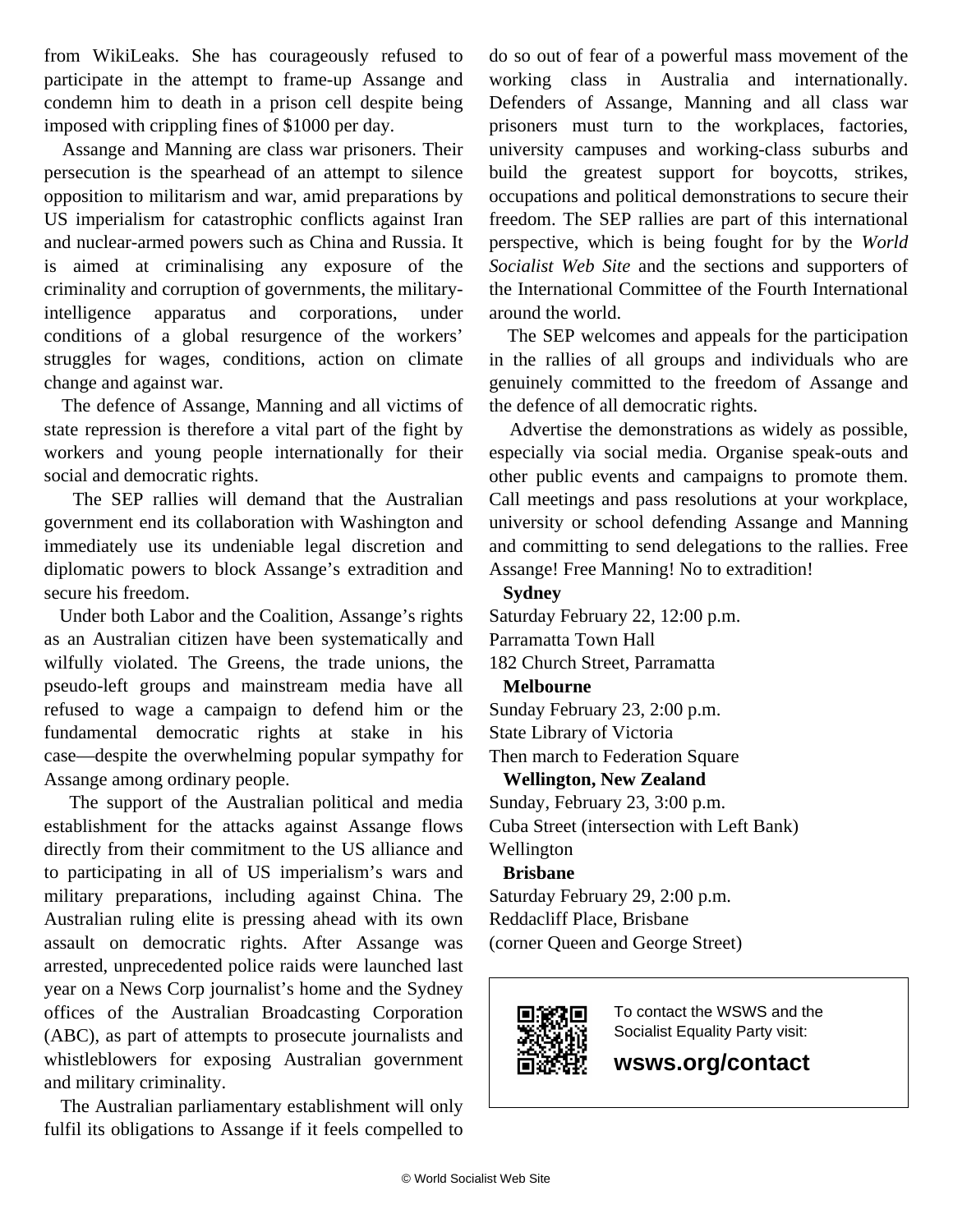from WikiLeaks. She has courageously refused to participate in the attempt to frame-up Assange and condemn him to death in a prison cell despite being imposed with crippling fines of $1000 per day.

Assange and Manning are class war prisoners. Their persecution is the spearhead of an attempt to silence opposition to militarism and war, amid preparations by US imperialism for catastrophic conflicts against Iran and nuclear-armed powers such as China and Russia. It is aimed at criminalising any exposure of the criminality and corruption of governments, the military-intelligence apparatus and corporations, under conditions of a global resurgence of the workers' struggles for wages, conditions, action on climate change and against war.

The defence of Assange, Manning and all victims of state repression is therefore a vital part of the fight by workers and young people internationally for their social and democratic rights.

The SEP rallies will demand that the Australian government end its collaboration with Washington and immediately use its undeniable legal discretion and diplomatic powers to block Assange's extradition and secure his freedom.

Under both Labor and the Coalition, Assange's rights as an Australian citizen have been systematically and wilfully violated. The Greens, the trade unions, the pseudo-left groups and mainstream media have all refused to wage a campaign to defend him or the fundamental democratic rights at stake in his case—despite the overwhelming popular sympathy for Assange among ordinary people.

The support of the Australian political and media establishment for the attacks against Assange flows directly from their commitment to the US alliance and to participating in all of US imperialism's wars and military preparations, including against China. The Australian ruling elite is pressing ahead with its own assault on democratic rights. After Assange was arrested, unprecedented police raids were launched last year on a News Corp journalist's home and the Sydney offices of the Australian Broadcasting Corporation (ABC), as part of attempts to prosecute journalists and whistleblowers for exposing Australian government and military criminality.

The Australian parliamentary establishment will only fulfil its obligations to Assange if it feels compelled to do so out of fear of a powerful mass movement of the working class in Australia and internationally. Defenders of Assange, Manning and all class war prisoners must turn to the workplaces, factories, university campuses and working-class suburbs and build the greatest support for boycotts, strikes, occupations and political demonstrations to secure their freedom. The SEP rallies are part of this international perspective, which is being fought for by the *World Socialist Web Site* and the sections and supporters of the International Committee of the Fourth International around the world.

The SEP welcomes and appeals for the participation in the rallies of all groups and individuals who are genuinely committed to the freedom of Assange and the defence of all democratic rights.

Advertise the demonstrations as widely as possible, especially via social media. Organise speak-outs and other public events and campaigns to promote them. Call meetings and pass resolutions at your workplace, university or school defending Assange and Manning and committing to send delegations to the rallies. Free Assange! Free Manning! No to extradition!

**Sydney**

Saturday February 22, 12:00 p.m.
Parramatta Town Hall
182 Church Street, Parramatta

**Melbourne**

Sunday February 23, 2:00 p.m.
State Library of Victoria
Then march to Federation Square

**Wellington, New Zealand**

Sunday, February 23, 3:00 p.m.
Cuba Street (intersection with Left Bank)
Wellington

**Brisbane**

Saturday February 29, 2:00 p.m.
Reddacliff Place, Brisbane
(corner Queen and George Street)

To contact the WSWS and the Socialist Equality Party visit:

**wsws.org/contact**